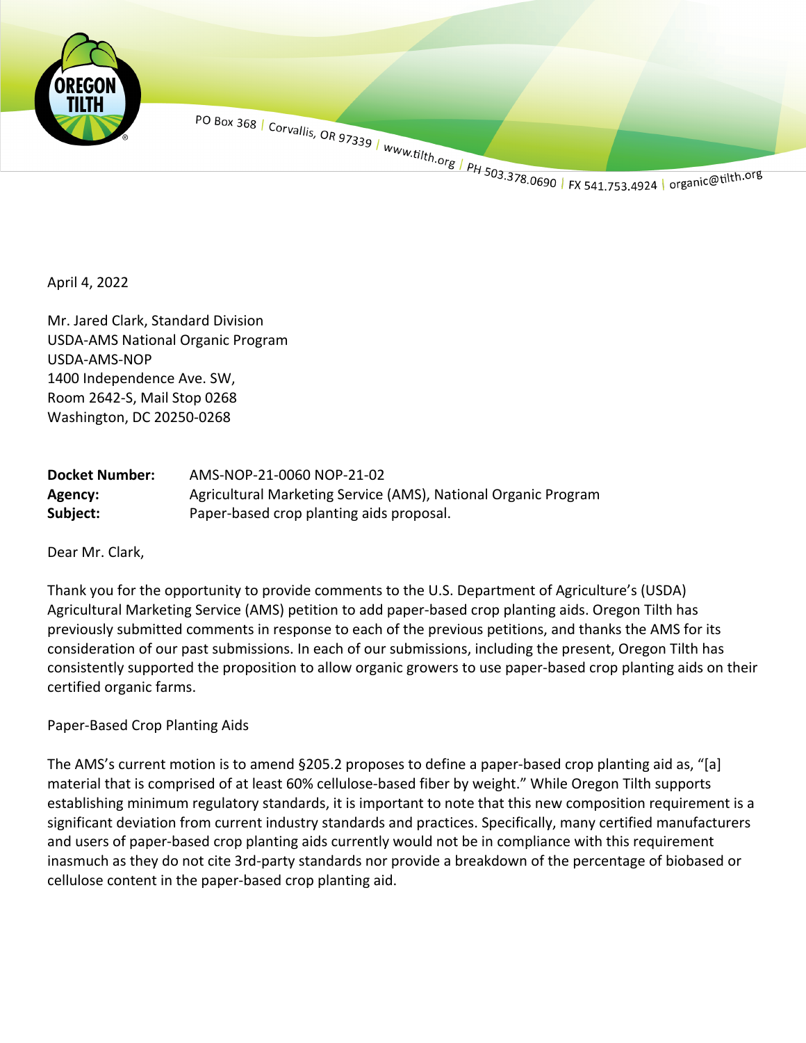OREGON TILTH

PO Box 368 | Corvallis, OR 97339 | www.tilth.org | PH 503.378.0690 | FX 541.753.4924 | organic@tilth.org

April 4, 2022

Mr. Jared Clark, Standard Division
USDA-AMS National Organic Program
USDA-AMS-NOP
1400 Independence Ave. SW,
Room 2642-S, Mail Stop 0268
Washington, DC 20250-0268

| | |
|---|---|
| **Docket Number:** | AMS-NOP-21-0060 NOP-21-02 |
| **Agency:** | Agricultural Marketing Service (AMS), National Organic Program |
| **Subject:** | Paper-based crop planting aids proposal. |

Dear Mr. Clark,

Thank you for the opportunity to provide comments to the U.S. Department of Agriculture's (USDA) Agricultural Marketing Service (AMS) petition to add paper-based crop planting aids. Oregon Tilth has previously submitted comments in response to each of the previous petitions, and thanks the AMS for its consideration of our past submissions. In each of our submissions, including the present, Oregon Tilth has consistently supported the proposition to allow organic growers to use paper-based crop planting aids on their certified organic farms.

Paper-Based Crop Planting Aids

The AMS's current motion is to amend §205.2 proposes to define a paper-based crop planting aid as, "[a] material that is comprised of at least 60% cellulose-based fiber by weight." While Oregon Tilth supports establishing minimum regulatory standards, it is important to note that this new composition requirement is a significant deviation from current industry standards and practices. Specifically, many certified manufacturers and users of paper-based crop planting aids currently would not be in compliance with this requirement inasmuch as they do not cite 3rd-party standards nor provide a breakdown of the percentage of biobased or cellulose content in the paper-based crop planting aid.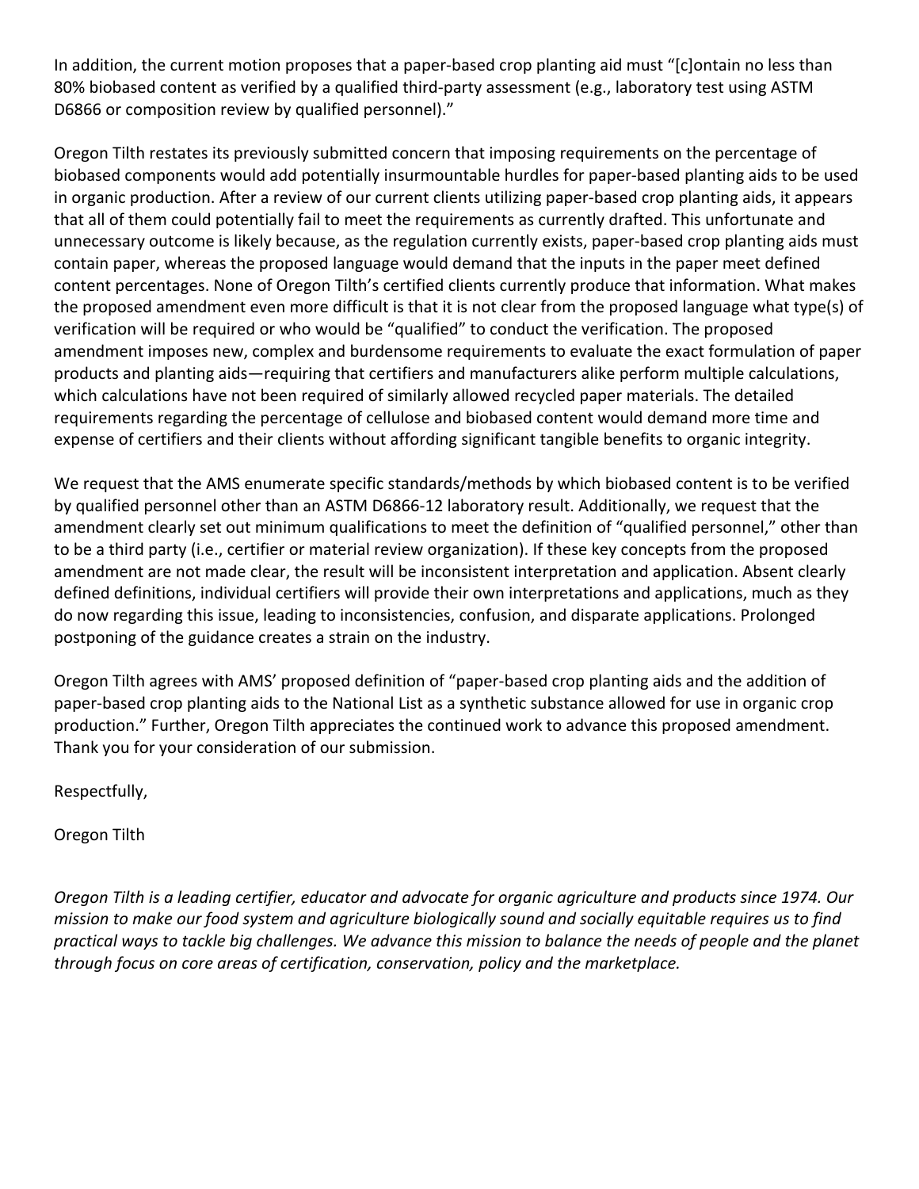In addition, the current motion proposes that a paper-based crop planting aid must "[c]ontain no less than 80% biobased content as verified by a qualified third-party assessment (e.g., laboratory test using ASTM D6866 or composition review by qualified personnel)."

Oregon Tilth restates its previously submitted concern that imposing requirements on the percentage of biobased components would add potentially insurmountable hurdles for paper-based planting aids to be used in organic production. After a review of our current clients utilizing paper-based crop planting aids, it appears that all of them could potentially fail to meet the requirements as currently drafted. This unfortunate and unnecessary outcome is likely because, as the regulation currently exists, paper-based crop planting aids must contain paper, whereas the proposed language would demand that the inputs in the paper meet defined content percentages. None of Oregon Tilth's certified clients currently produce that information. What makes the proposed amendment even more difficult is that it is not clear from the proposed language what type(s) of verification will be required or who would be "qualified" to conduct the verification. The proposed amendment imposes new, complex and burdensome requirements to evaluate the exact formulation of paper products and planting aids—requiring that certifiers and manufacturers alike perform multiple calculations, which calculations have not been required of similarly allowed recycled paper materials. The detailed requirements regarding the percentage of cellulose and biobased content would demand more time and expense of certifiers and their clients without affording significant tangible benefits to organic integrity.

We request that the AMS enumerate specific standards/methods by which biobased content is to be verified by qualified personnel other than an ASTM D6866-12 laboratory result. Additionally, we request that the amendment clearly set out minimum qualifications to meet the definition of "qualified personnel," other than to be a third party (i.e., certifier or material review organization). If these key concepts from the proposed amendment are not made clear, the result will be inconsistent interpretation and application. Absent clearly defined definitions, individual certifiers will provide their own interpretations and applications, much as they do now regarding this issue, leading to inconsistencies, confusion, and disparate applications. Prolonged postponing of the guidance creates a strain on the industry.

Oregon Tilth agrees with AMS' proposed definition of "paper-based crop planting aids and the addition of paper-based crop planting aids to the National List as a synthetic substance allowed for use in organic crop production." Further, Oregon Tilth appreciates the continued work to advance this proposed amendment. Thank you for your consideration of our submission.

Respectfully,

Oregon Tilth

*Oregon Tilth is a leading certifier, educator and advocate for organic agriculture and products since 1974. Our mission to make our food system and agriculture biologically sound and socially equitable requires us to find practical ways to tackle big challenges. We advance this mission to balance the needs of people and the planet through focus on core areas of certification, conservation, policy and the marketplace.*